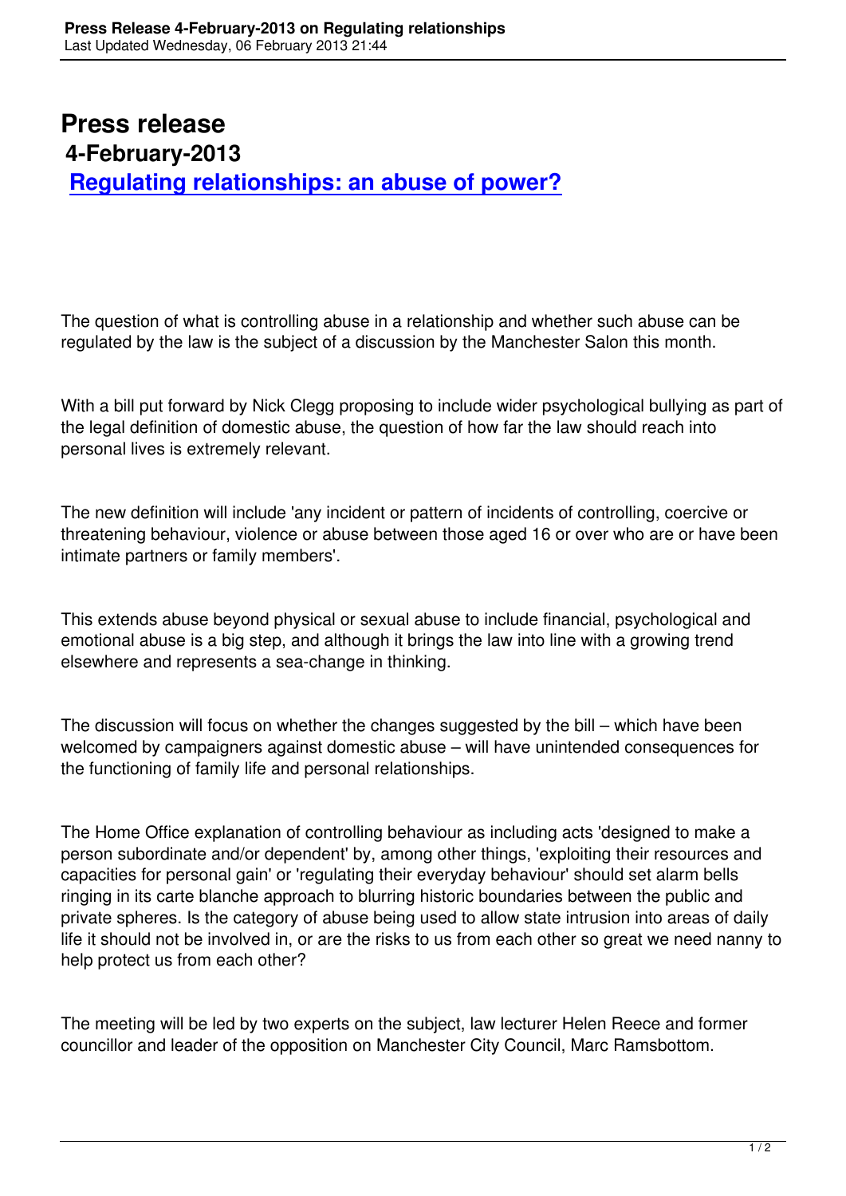# Press release

## 4-February-2013

## [Regulating relationships: an abuse of power?]

The question of what is controlling abuse in a relationship and whether such abuse can be regulated by the law is the subject of a discussion by the Manchester Salon this month.

With a bill put forward by Nick Clegg proposing to include wider psychological bullying as part of the legal definition of domestic abuse, the question of how far the law should reach into personal lives is extremely relevant.

The new definition will include 'any incident or pattern of incidents of controlling, coercive or threatening behaviour, violence or abuse between those aged 16 or over who are or have been intimate partners or family members'.

This extends abuse beyond physical or sexual abuse to include financial, psychological and emotional abuse is a big step, and although it brings the law into line with a growing trend elsewhere and represents a sea-change in thinking.

The discussion will focus on whether the changes suggested by the bill – which have been welcomed by campaigners against domestic abuse – will have unintended consequences for the functioning of family life and personal relationships.

The Home Office explanation of controlling behaviour as including acts 'designed to make a person subordinate and/or dependent' by, among other things, 'exploiting their resources and capacities for personal gain' or 'regulating their everyday behaviour' should set alarm bells ringing in its carte blanche approach to blurring historic boundaries between the public and private spheres. Is the category of abuse being used to allow state intrusion into areas of daily life it should not be involved in, or are the risks to us from each other so great we need nanny to help protect us from each other?

The meeting will be led by two experts on the subject, law lecturer Helen Reece and former councillor and leader of the opposition on Manchester City Council, Marc Ramsbottom.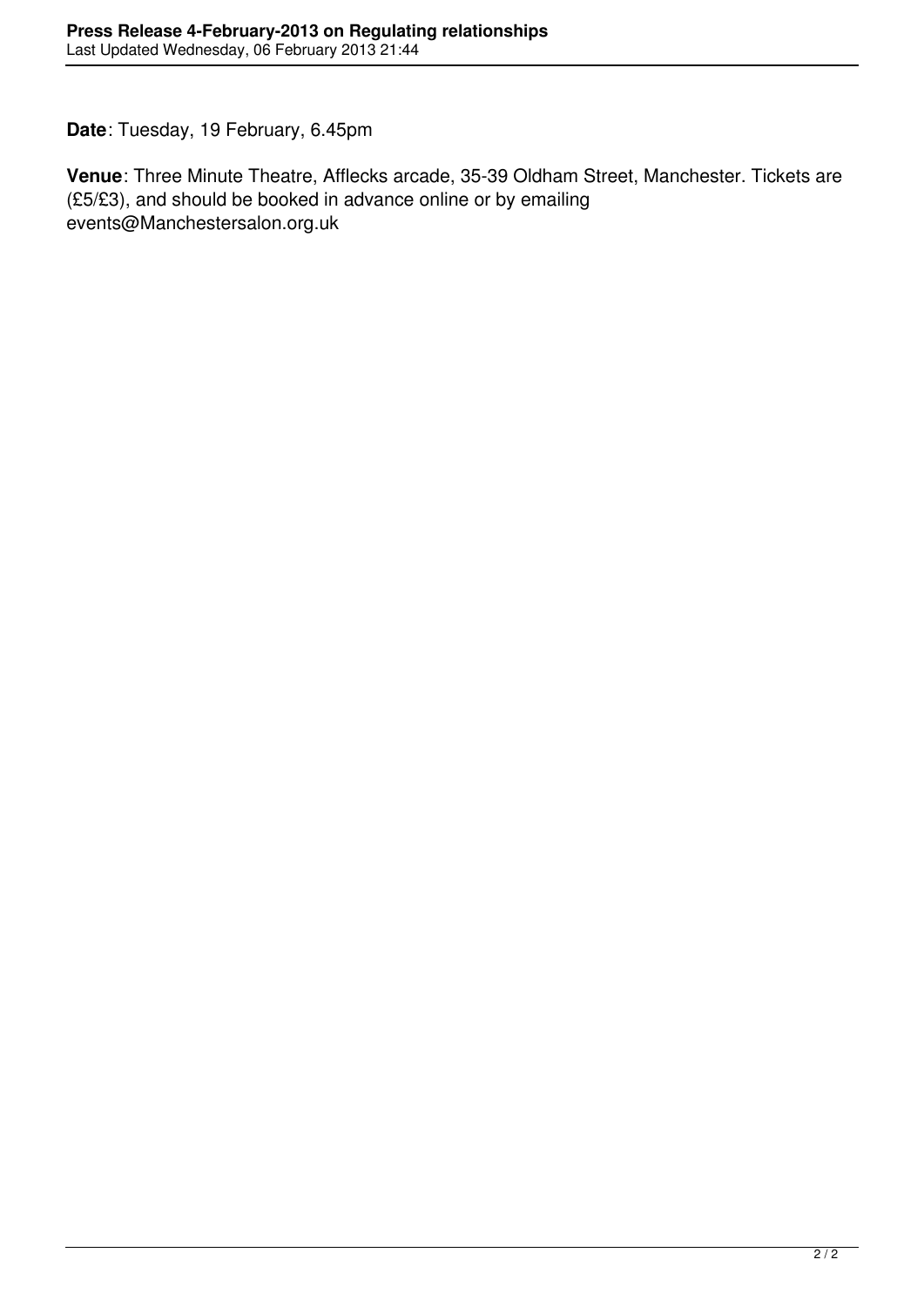**Date**: Tuesday, 19 February, 6.45pm

**Venue**: Three Minute Theatre, Afflecks arcade, 35-39 Oldham Street, Manchester. Tickets are (£5/£3), and should be booked in advance online or by emailing events@Manchestersalon.org.uk